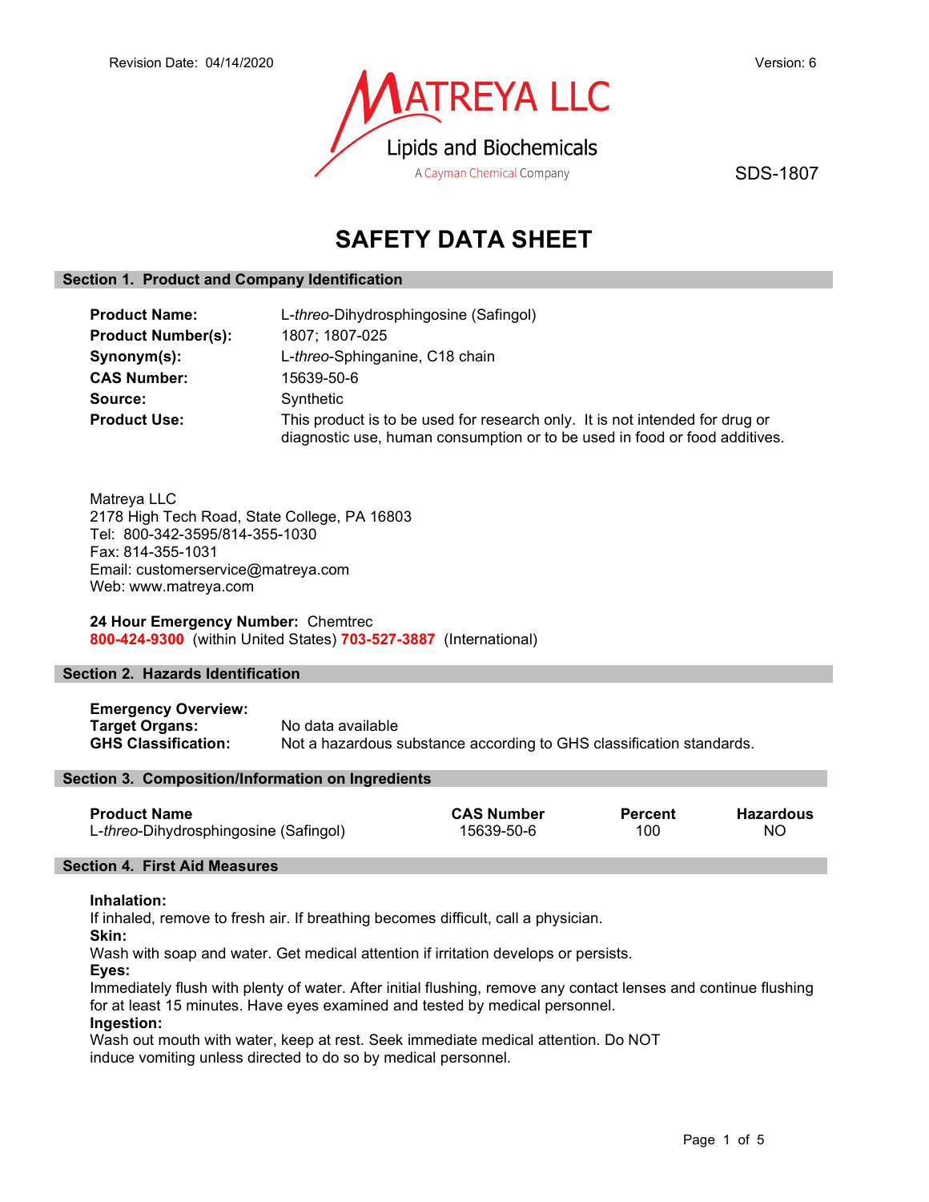Revision Date: 04/14/2020 Version: 6

MATREYA LLC
Lipids and Biochemicals
A Cayman Chemical Company

SDS-1807

# SAFETY DATA SHEET

## Section 1. Product and Company Identification

**Product Name:** L-*threo*-Dihydrosphingosine (Safingol)
**Product Number(s):** 1807; 1807-025
**Synonym(s):** L-*threo*-Sphinganine, C18 chain
**CAS Number:** 15639-50-6
**Source:** Synthetic
**Product Use:** This product is to be used for research only. It is not intended for drug or diagnostic use, human consumption or to be used in food or food additives.

Matreya LLC
2178 High Tech Road, State College, PA 16803
Tel: 800-342-3595/814-355-1030
Fax: 814-355-1031
Email: customerservice@matreya.com
Web: www.matreya.com

**24 Hour Emergency Number:** Chemtrec
**800-424-9300** (within United States) **703-527-3887** (International)

## Section 2. Hazards Identification

**Emergency Overview:**
**Target Organs:** No data available
**GHS Classification:** Not a hazardous substance according to GHS classification standards.

## Section 3. Composition/Information on Ingredients

| Product Name | CAS Number | Percent | Hazardous |
|---|---|---|---|
| L-*threo*-Dihydrosphingosine (Safingol) | 15639-50-6 | 100 | NO |

## Section 4. First Aid Measures

**Inhalation:**
If inhaled, remove to fresh air. If breathing becomes difficult, call a physician.
**Skin:**
Wash with soap and water. Get medical attention if irritation develops or persists.
**Eyes:**
Immediately flush with plenty of water. After initial flushing, remove any contact lenses and continue flushing for at least 15 minutes. Have eyes examined and tested by medical personnel.
**Ingestion:**
Wash out mouth with water, keep at rest. Seek immediate medical attention. Do NOT induce vomiting unless directed to do so by medical personnel.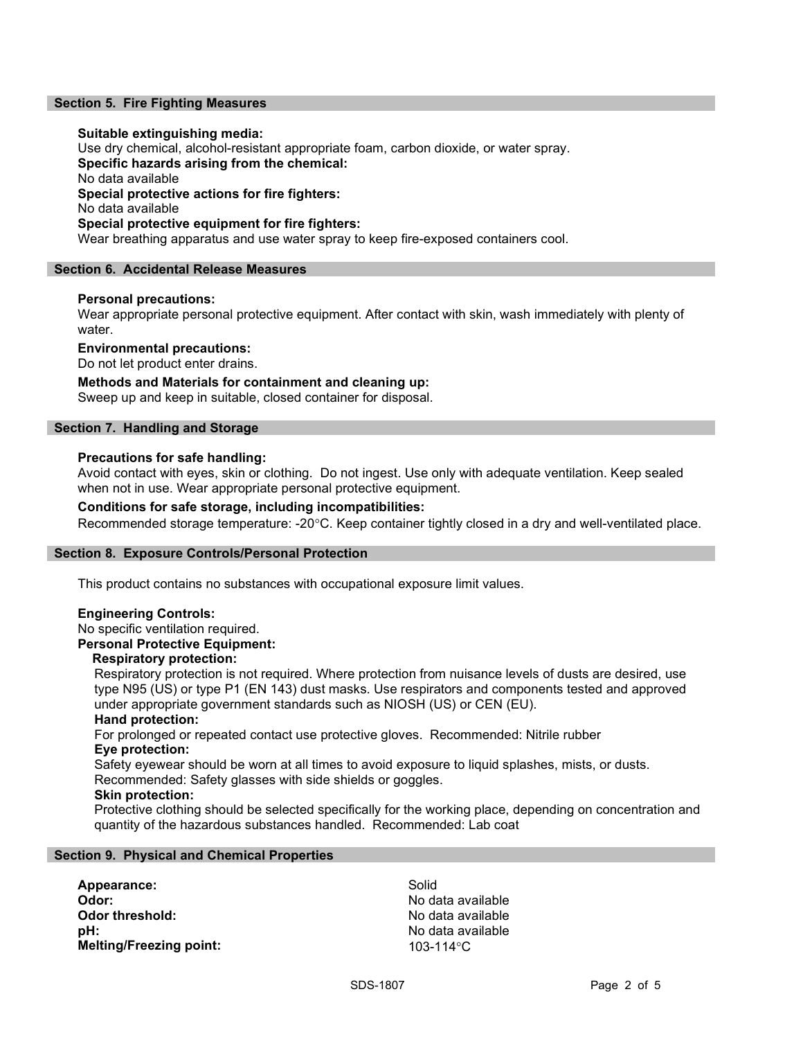## Section 5. Fire Fighting Measures

**Suitable extinguishing media:**
Use dry chemical, alcohol-resistant appropriate foam, carbon dioxide, or water spray.

**Specific hazards arising from the chemical:**
No data available

**Special protective actions for fire fighters:**
No data available

**Special protective equipment for fire fighters:**
Wear breathing apparatus and use water spray to keep fire-exposed containers cool.

## Section 6. Accidental Release Measures

**Personal precautions:**
Wear appropriate personal protective equipment. After contact with skin, wash immediately with plenty of water.

**Environmental precautions:**
Do not let product enter drains.

**Methods and Materials for containment and cleaning up:**
Sweep up and keep in suitable, closed container for disposal.

## Section 7. Handling and Storage

**Precautions for safe handling:**
Avoid contact with eyes, skin or clothing. Do not ingest. Use only with adequate ventilation. Keep sealed when not in use. Wear appropriate personal protective equipment.

**Conditions for safe storage, including incompatibilities:**
Recommended storage temperature: -20°C. Keep container tightly closed in a dry and well-ventilated place.

## Section 8. Exposure Controls/Personal Protection

This product contains no substances with occupational exposure limit values.

**Engineering Controls:**
No specific ventilation required.

**Personal Protective Equipment:**

**Respiratory protection:**
Respiratory protection is not required. Where protection from nuisance levels of dusts are desired, use type N95 (US) or type P1 (EN 143) dust masks. Use respirators and components tested and approved under appropriate government standards such as NIOSH (US) or CEN (EU).

**Hand protection:**
For prolonged or repeated contact use protective gloves. Recommended: Nitrile rubber

**Eye protection:**
Safety eyewear should be worn at all times to avoid exposure to liquid splashes, mists, or dusts. Recommended: Safety glasses with side shields or goggles.

**Skin protection:**
Protective clothing should be selected specifically for the working place, depending on concentration and quantity of the hazardous substances handled. Recommended: Lab coat

## Section 9. Physical and Chemical Properties

| | |
|---|---|
| **Appearance:** | Solid |
| **Odor:** | No data available |
| **Odor threshold:** | No data available |
| **pH:** | No data available |
| **Melting/Freezing point:** | 103-114°C |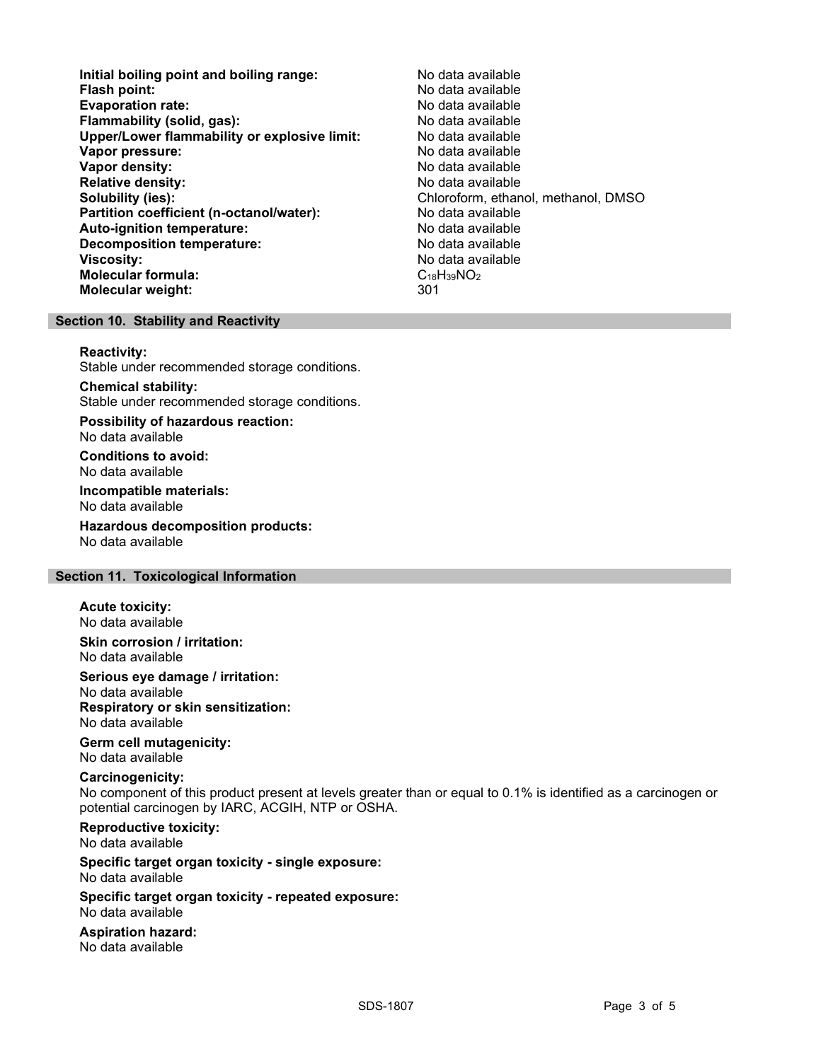| | |
|---|---|
| **Initial boiling point and boiling range:** | No data available |
| **Flash point:** | No data available |
| **Evaporation rate:** | No data available |
| **Flammability (solid, gas):** | No data available |
| **Upper/Lower flammability or explosive limit:** | No data available |
| **Vapor pressure:** | No data available |
| **Vapor density:** | No data available |
| **Relative density:** | No data available |
| **Solubility (ies):** | Chloroform, ethanol, methanol, DMSO |
| **Partition coefficient (n-octanol/water):** | No data available |
| **Auto-ignition temperature:** | No data available |
| **Decomposition temperature:** | No data available |
| **Viscosity:** | No data available |
| **Molecular formula:** | $C_{18}H_{39}NO_2$ |
| **Molecular weight:** | 301 |

## Section 10. Stability and Reactivity

**Reactivity:**
Stable under recommended storage conditions.

**Chemical stability:**
Stable under recommended storage conditions.

**Possibility of hazardous reaction:**
No data available

**Conditions to avoid:**
No data available

**Incompatible materials:**
No data available

**Hazardous decomposition products:**
No data available

## Section 11. Toxicological Information

**Acute toxicity:**
No data available

**Skin corrosion / irritation:**
No data available

**Serious eye damage / irritation:**
No data available

**Respiratory or skin sensitization:**
No data available

**Germ cell mutagenicity:**
No data available

**Carcinogenicity:**
No component of this product present at levels greater than or equal to 0.1% is identified as a carcinogen or potential carcinogen by IARC, ACGIH, NTP or OSHA.

**Reproductive toxicity:**
No data available

**Specific target organ toxicity - single exposure:**
No data available

**Specific target organ toxicity - repeated exposure:**
No data available

**Aspiration hazard:**
No data available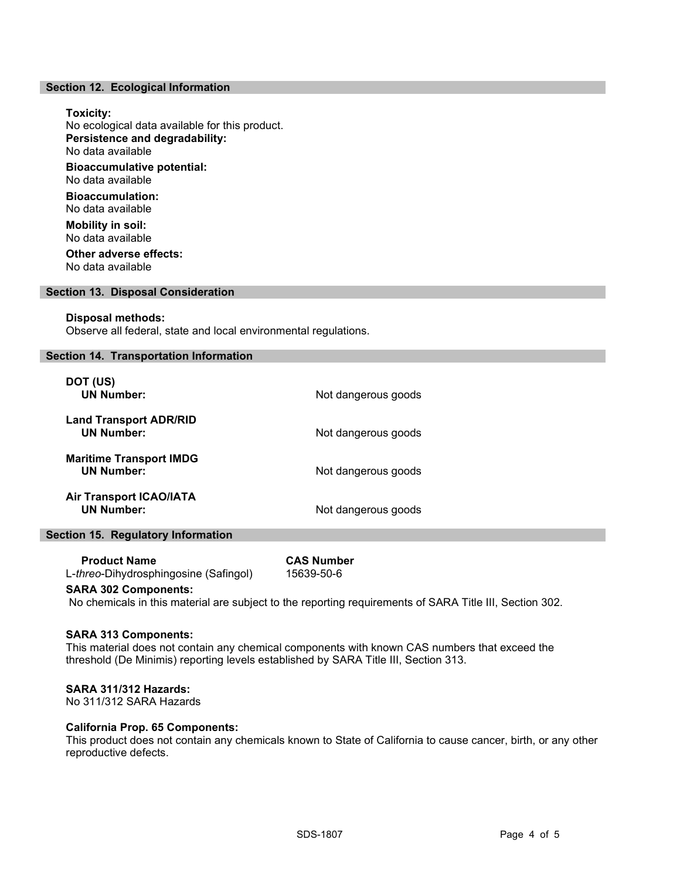## Section 12. Ecological Information

**Toxicity:**
No ecological data available for this product.

**Persistence and degradability:**
No data available

**Bioaccumulative potential:**
No data available

**Bioaccumulation:**
No data available

**Mobility in soil:**
No data available

**Other adverse effects:**
No data available

## Section 13. Disposal Consideration

**Disposal methods:**
Observe all federal, state and local environmental regulations.

## Section 14. Transportation Information

| | |
|---|---|
| **DOT (US)**<br>**UN Number:** | Not dangerous goods |
| **Land Transport ADR/RID**<br>**UN Number:** | Not dangerous goods |
| **Maritime Transport IMDG**<br>**UN Number:** | Not dangerous goods |
| **Air Transport ICAO/IATA**<br>**UN Number:** | Not dangerous goods |

## Section 15. Regulatory Information

| **Product Name** | **CAS Number** |
|---|---|
| L-*threo*-Dihydrosphingosine (Safingol) | 15639-50-6 |

**SARA 302 Components:**
No chemicals in this material are subject to the reporting requirements of SARA Title III, Section 302.

**SARA 313 Components:**
This material does not contain any chemical components with known CAS numbers that exceed the threshold (De Minimis) reporting levels established by SARA Title III, Section 313.

**SARA 311/312 Hazards:**
No 311/312 SARA Hazards

**California Prop. 65 Components:**
This product does not contain any chemicals known to State of California to cause cancer, birth, or any other reproductive defects.

SDS-1807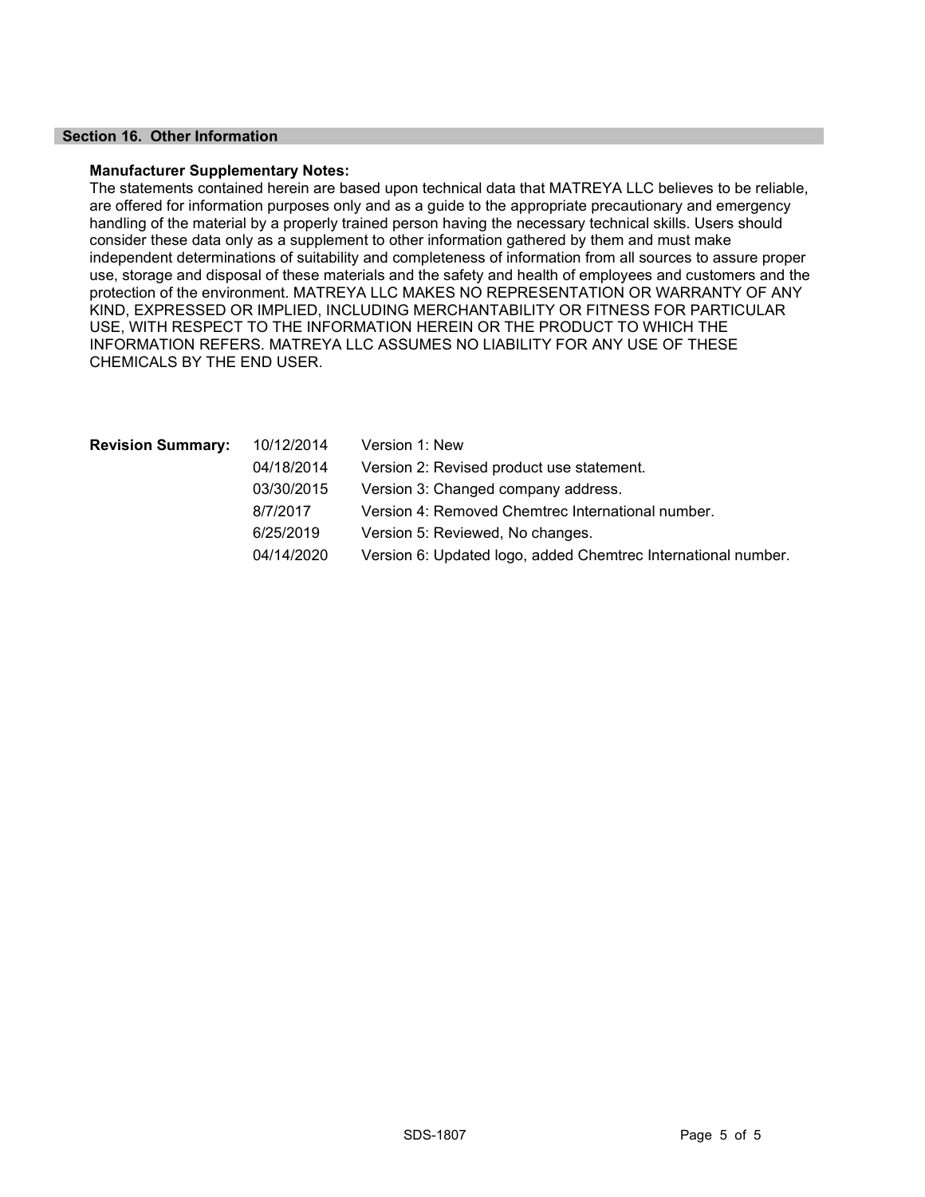## Section 16. Other Information

**Manufacturer Supplementary Notes:**

The statements contained herein are based upon technical data that MATREYA LLC believes to be reliable, are offered for information purposes only and as a guide to the appropriate precautionary and emergency handling of the material by a properly trained person having the necessary technical skills. Users should consider these data only as a supplement to other information gathered by them and must make independent determinations of suitability and completeness of information from all sources to assure proper use, storage and disposal of these materials and the safety and health of employees and customers and the protection of the environment. MATREYA LLC MAKES NO REPRESENTATION OR WARRANTY OF ANY KIND, EXPRESSED OR IMPLIED, INCLUDING MERCHANTABILITY OR FITNESS FOR PARTICULAR USE, WITH RESPECT TO THE INFORMATION HEREIN OR THE PRODUCT TO WHICH THE INFORMATION REFERS. MATREYA LLC ASSUMES NO LIABILITY FOR ANY USE OF THESE CHEMICALS BY THE END USER.

| | | |
|---|---|---|
| **Revision Summary:** | 10/12/2014 | Version 1: New |
| | 04/18/2014 | Version 2: Revised product use statement. |
| | 03/30/2015 | Version 3: Changed company address. |
| | 8/7/2017 | Version 4: Removed Chemtrec International number. |
| | 6/25/2019 | Version 5: Reviewed, No changes. |
| | 04/14/2020 | Version 6: Updated logo, added Chemtrec International number. |

SDS-1807